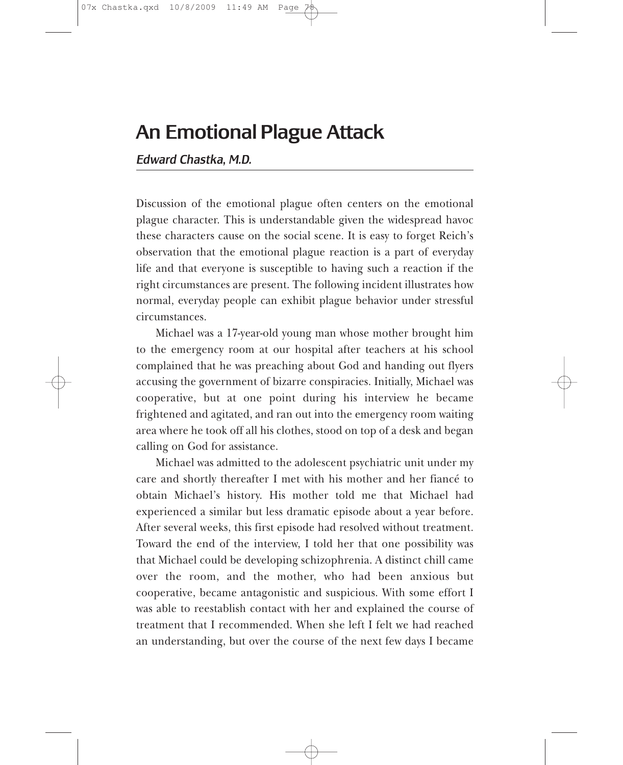# An Emotional Plague Attack

*Edward Chastka, M.D.*

Discussion of the emotional plague often centers on the emotional plague character. This is understandable given the widespread havoc these characters cause on the social scene. It is easy to forget Reich's observation that the emotional plague reaction is a part of everyday life and that everyone is susceptible to having such a reaction if the right circumstances are present. The following incident illustrates how normal, everyday people can exhibit plague behavior under stressful circumstances.

Michael was a 17-year-old young man whose mother brought him to the emergency room at our hospital after teachers at his school complained that he was preaching about God and handing out flyers accusing the government of bizarre conspiracies. Initially, Michael was cooperative, but at one point during his interview he became frightened and agitated, and ran out into the emergency room waiting area where he took off all his clothes, stood on top of a desk and began calling on God for assistance.

Michael was admitted to the adolescent psychiatric unit under my care and shortly thereafter I met with his mother and her fiancé to obtain Michael's history. His mother told me that Michael had experienced a similar but less dramatic episode about a year before. After several weeks, this first episode had resolved without treatment. Toward the end of the interview, I told her that one possibility was that Michael could be developing schizophrenia. A distinct chill came over the room, and the mother, who had been anxious but cooperative, became antagonistic and suspicious. With some effort I was able to reestablish contact with her and explained the course of treatment that I recommended. When she left I felt we had reached an understanding, but over the course of the next few days I became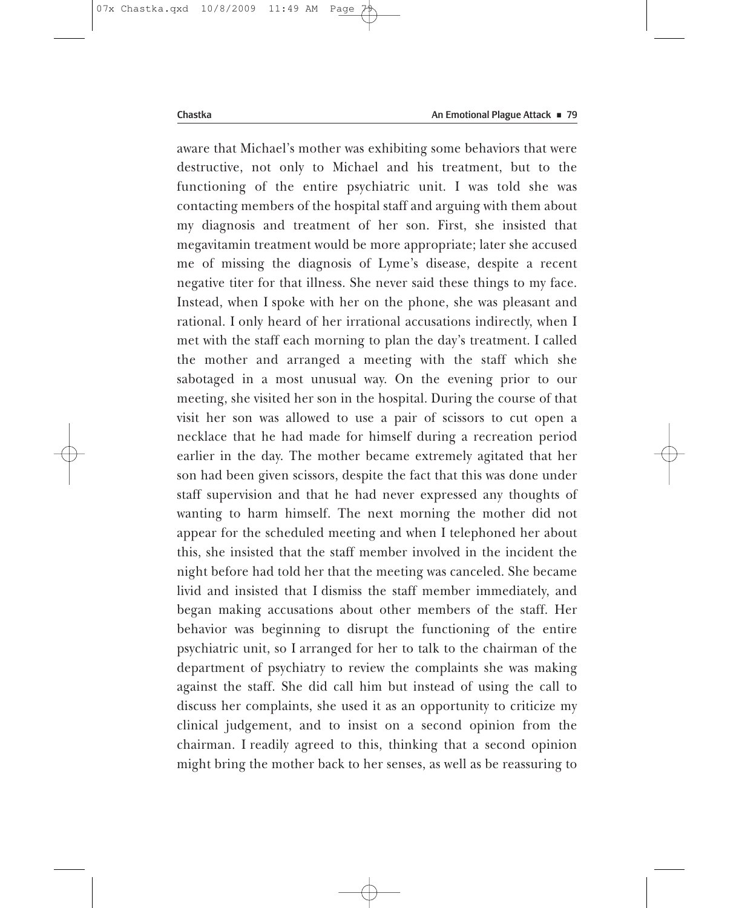aware that Michael's mother was exhibiting some behaviors that were destructive, not only to Michael and his treatment, but to the functioning of the entire psychiatric unit. I was told she was contacting members of the hospital staff and arguing with them about my diagnosis and treatment of her son. First, she insisted that megavitamin treatment would be more appropriate; later she accused me of missing the diagnosis of Lyme's disease, despite a recent negative titer for that illness. She never said these things to my face. Instead, when I spoke with her on the phone, she was pleasant and rational. I only heard of her irrational accusations indirectly, when I met with the staff each morning to plan the day's treatment. I called the mother and arranged a meeting with the staff which she sabotaged in a most unusual way. On the evening prior to our meeting, she visited her son in the hospital. During the course of that visit her son was allowed to use a pair of scissors to cut open a necklace that he had made for himself during a recreation period earlier in the day. The mother became extremely agitated that her son had been given scissors, despite the fact that this was done under staff supervision and that he had never expressed any thoughts of wanting to harm himself. The next morning the mother did not appear for the scheduled meeting and when I telephoned her about this, she insisted that the staff member involved in the incident the night before had told her that the meeting was canceled. She became livid and insisted that I dismiss the staff member immediately, and began making accusations about other members of the staff. Her behavior was beginning to disrupt the functioning of the entire psychiatric unit, so I arranged for her to talk to the chairman of the department of psychiatry to review the complaints she was making against the staff. She did call him but instead of using the call to discuss her complaints, she used it as an opportunity to criticize my clinical judgement, and to insist on a second opinion from the chairman. I readily agreed to this, thinking that a second opinion might bring the mother back to her senses, as well as be reassuring to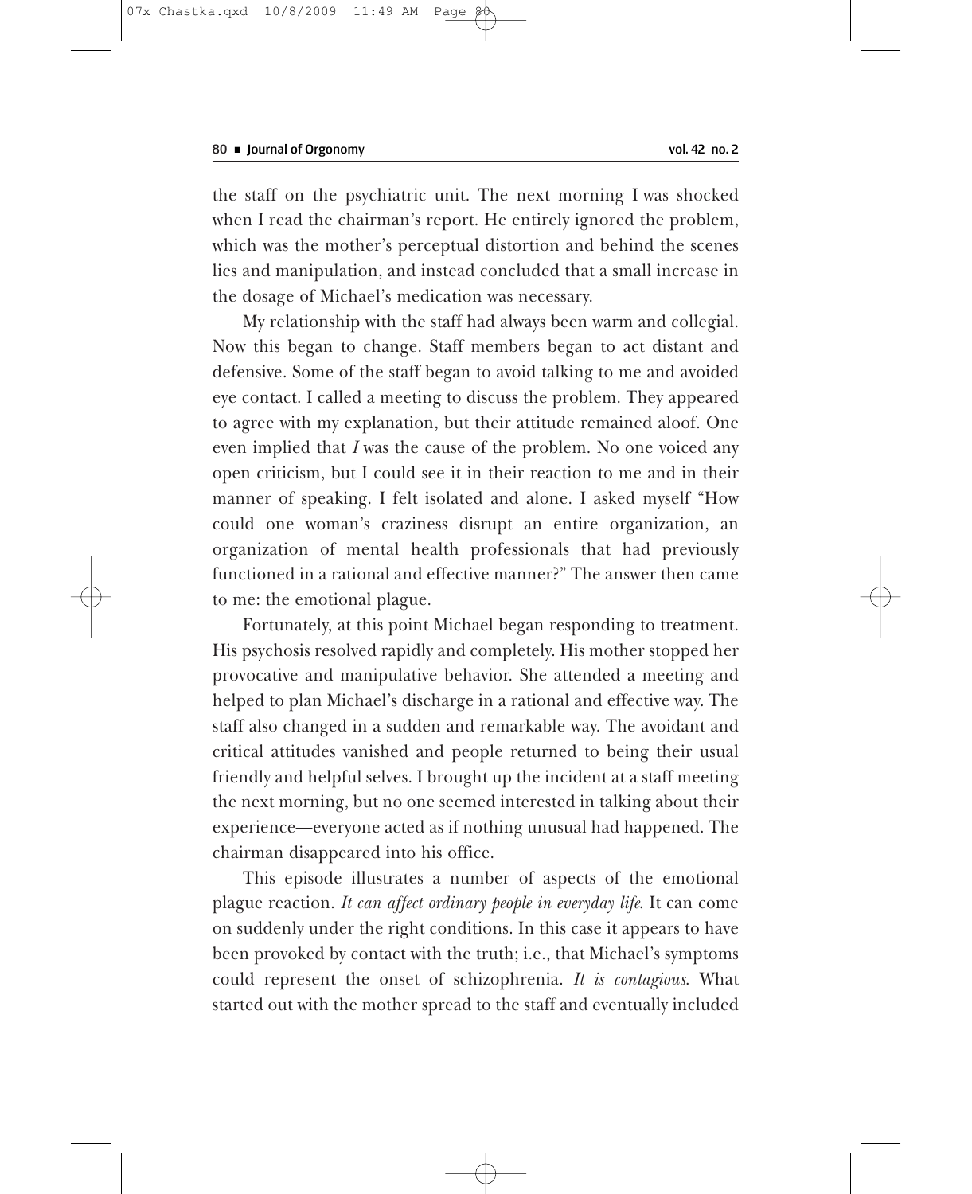the staff on the psychiatric unit. The next morning I was shocked when I read the chairman's report. He entirely ignored the problem, which was the mother's perceptual distortion and behind the scenes lies and manipulation, and instead concluded that a small increase in the dosage of Michael's medication was necessary.

My relationship with the staff had always been warm and collegial. Now this began to change. Staff members began to act distant and defensive. Some of the staff began to avoid talking to me and avoided eye contact. I called a meeting to discuss the problem. They appeared to agree with my explanation, but their attitude remained aloof. One even implied that *I* was the cause of the problem. No one voiced any open criticism, but I could see it in their reaction to me and in their manner of speaking. I felt isolated and alone. I asked myself "How could one woman's craziness disrupt an entire organization, an organization of mental health professionals that had previously functioned in a rational and effective manner?" The answer then came to me: the emotional plague.

Fortunately, at this point Michael began responding to treatment. His psychosis resolved rapidly and completely. His mother stopped her provocative and manipulative behavior. She attended a meeting and helped to plan Michael's discharge in a rational and effective way. The staff also changed in a sudden and remarkable way. The avoidant and critical attitudes vanished and people returned to being their usual friendly and helpful selves. I brought up the incident at a staff meeting the next morning, but no one seemed interested in talking about their experience—everyone acted as if nothing unusual had happened. The chairman disappeared into his office.

This episode illustrates a number of aspects of the emotional plague reaction. *It can affect ordinary people in everyday life.* It can come on suddenly under the right conditions. In this case it appears to have been provoked by contact with the truth; i.e., that Michael's symptoms could represent the onset of schizophrenia. *It is contagious.* What started out with the mother spread to the staff and eventually included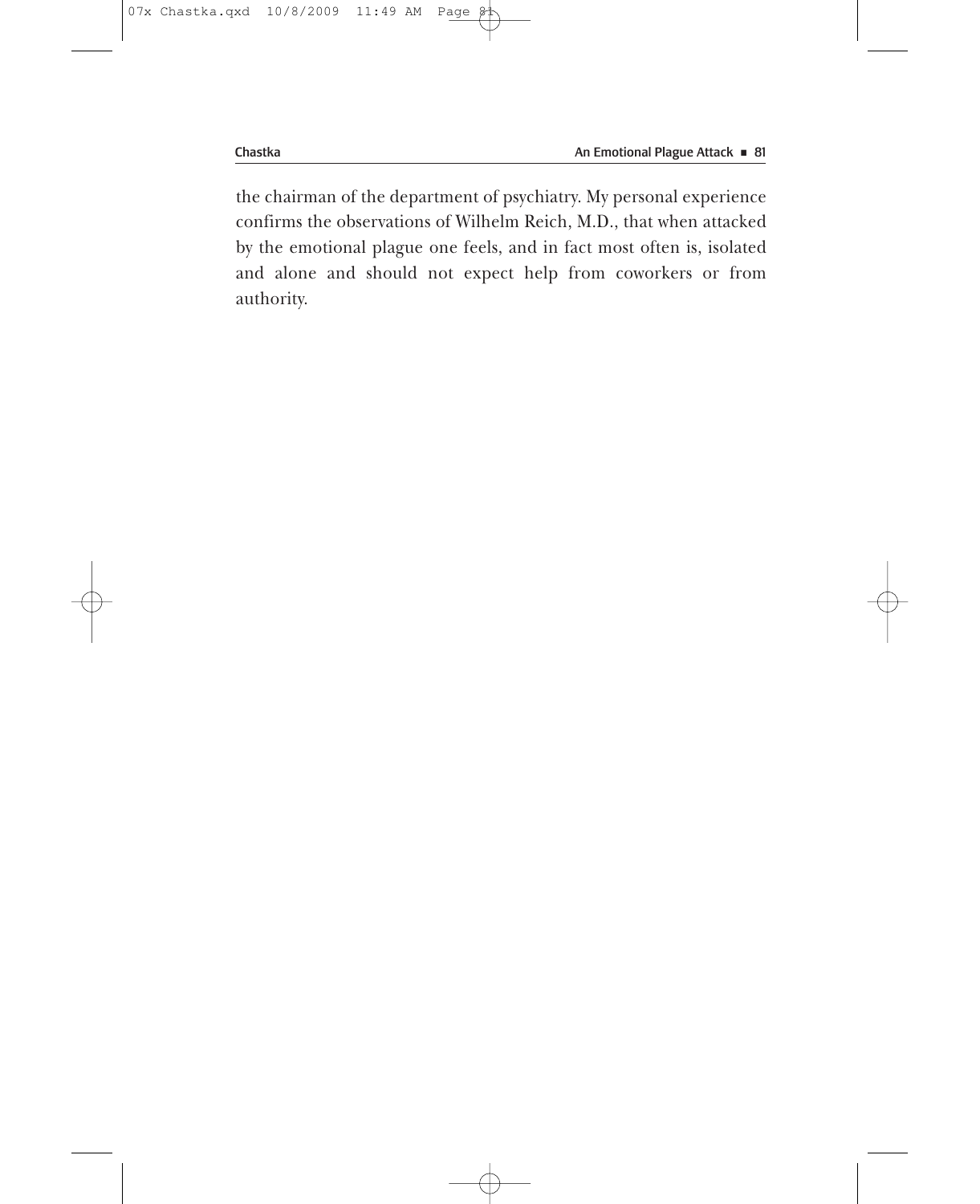the chairman of the department of psychiatry. My personal experience confirms the observations of Wilhelm Reich, M.D., that when attacked by the emotional plague one feels, and in fact most often is, isolated and alone and should not expect help from coworkers or from authority.